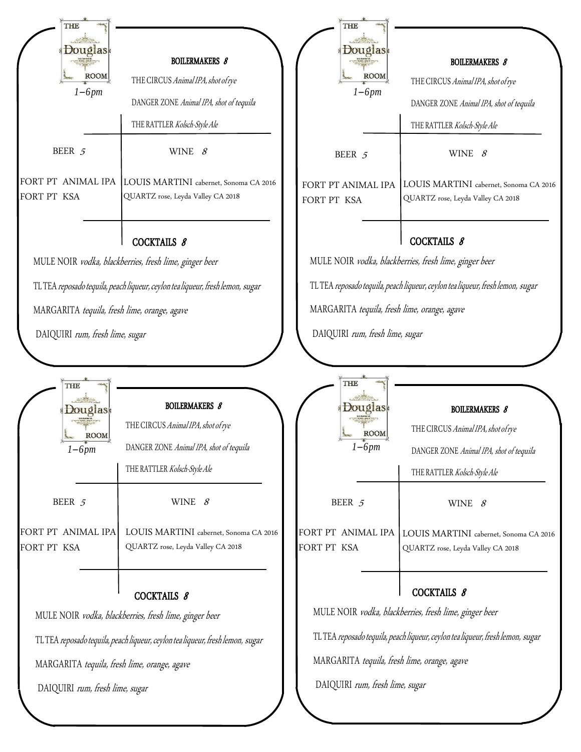THE Douglas ROOM

*1–6pm*

## BOILERMAKERS *8*

THE CIRCUS *Animal IPA, shot of rye*

DANGER ZONE *Animal IPA, shot of tequila*

THE RATTLER *Kolsch-Style Ale*

## BEER *5*

FORT PT ANIMAL IPA
FORT PT KSA

## WINE *8*

LOUIS MARTINI cabernet, Sonoma CA 2016
QUARTZ rose, Leyda Valley CA 2018

## COCKTAILS *8*

MULE NOIR *vodka, blackberries, fresh lime, ginger beer*

TL TEA *reposado tequila, peach liqueur, ceylon tea liqueur, fresh lemon, sugar*

MARGARITA *tequila, fresh lime, orange, agave*

DAIQUIRI *rum, fresh lime, sugar*

---

THE Douglas ROOM

*1–6pm*

## BOILERMAKERS *8*

THE CIRCUS *Animal IPA, shot of rye*

DANGER ZONE *Animal IPA, shot of tequila*

THE RATTLER *Kolsch-Style Ale*

## BEER *5*

FORT PT ANIMAL IPA
FORT PT KSA

## WINE *8*

LOUIS MARTINI cabernet, Sonoma CA 2016
QUARTZ rose, Leyda Valley CA 2018

## COCKTAILS *8*

MULE NOIR *vodka, blackberries, fresh lime, ginger beer*

TL TEA *reposado tequila, peach liqueur, ceylon tea liqueur, fresh lemon, sugar*

MARGARITA *tequila, fresh lime, orange, agave*

DAIQUIRI *rum, fresh lime, sugar*

---

THE Douglas ROOM

*1–6pm*

## BOILERMAKERS *8*

THE CIRCUS *Animal IPA, shot of rye*

DANGER ZONE *Animal IPA, shot of tequila*

THE RATTLER *Kolsch-Style Ale*

## BEER *5*

FORT PT ANIMAL IPA
FORT PT KSA

## WINE *8*

LOUIS MARTINI cabernet, Sonoma CA 2016
QUARTZ rose, Leyda Valley CA 2018

## COCKTAILS *8*

MULE NOIR *vodka, blackberries, fresh lime, ginger beer*

TL TEA *reposado tequila, peach liqueur, ceylon tea liqueur, fresh lemon, sugar*

MARGARITA *tequila, fresh lime, orange, agave*

DAIQUIRI *rum, fresh lime, sugar*

---

THE Douglas ROOM

*1–6pm*

## BOILERMAKERS *8*

THE CIRCUS *Animal IPA, shot of rye*

DANGER ZONE *Animal IPA, shot of tequila*

THE RATTLER *Kolsch-Style Ale*

## BEER *5*

FORT PT ANIMAL IPA
FORT PT KSA

## WINE *8*

LOUIS MARTINI cabernet, Sonoma CA 2016
QUARTZ rose, Leyda Valley CA 2018

## COCKTAILS *8*

MULE NOIR *vodka, blackberries, fresh lime, ginger beer*

TL TEA *reposado tequila, peach liqueur, ceylon tea liqueur, fresh lemon, sugar*

MARGARITA *tequila, fresh lime, orange, agave*

DAIQUIRI *rum, fresh lime, sugar*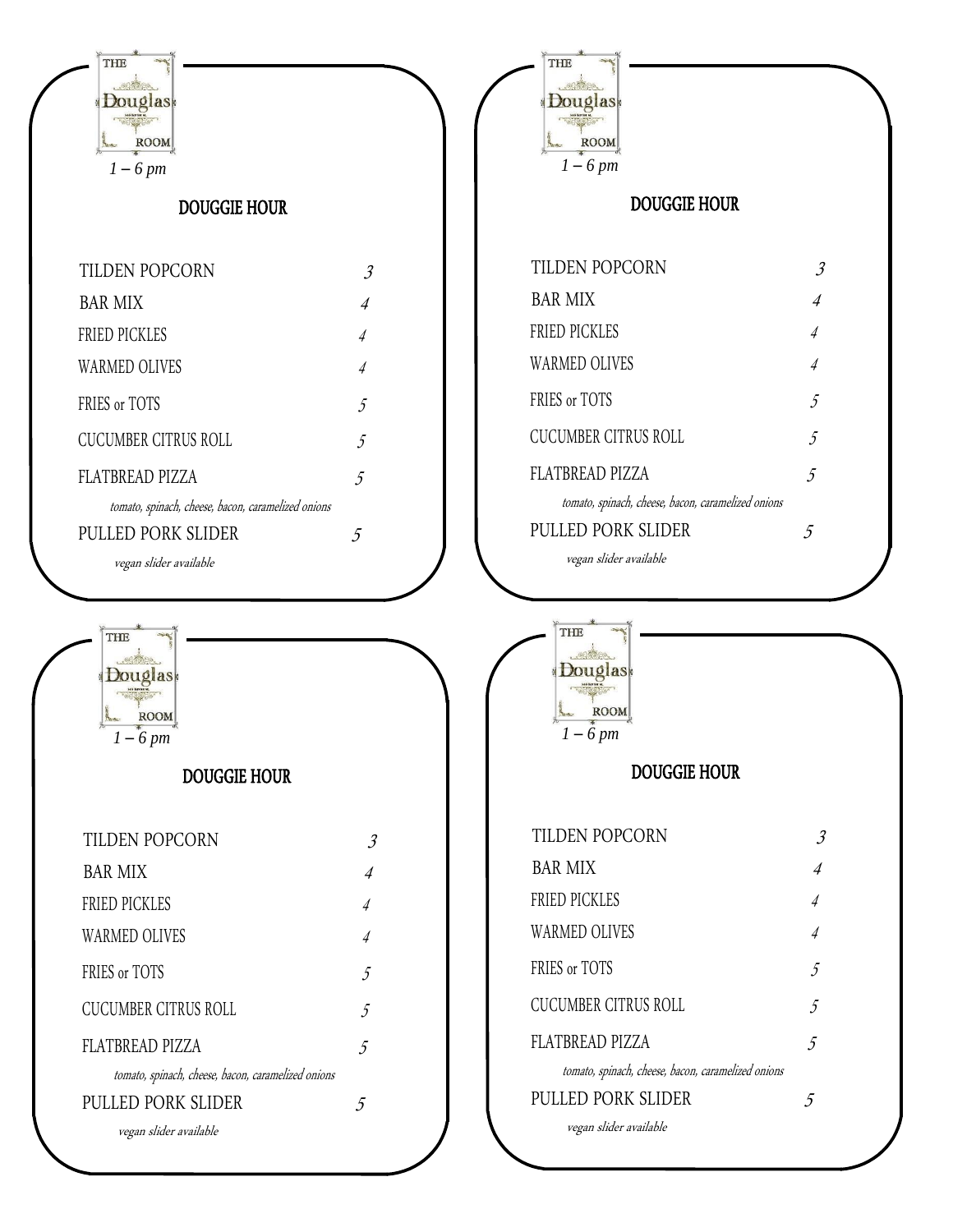THE Douglas ROOM

*1 – 6 pm*

## DOUGGIE HOUR

| | |
|---|---|
| TILDEN POPCORN | 3 |
| BAR MIX | 4 |
| FRIED PICKLES | 4 |
| WARMED OLIVES | 4 |
| FRIES or TOTS | 5 |
| CUCUMBER CITRUS ROLL | 5 |
| FLATBREAD PIZZA *tomato, spinach, cheese, bacon, caramelized onions* | 5 |
| PULLED PORK SLIDER *vegan slider available* | 5 |

THE Douglas ROOM

*1 – 6 pm*

## DOUGGIE HOUR

| | |
|---|---|
| TILDEN POPCORN | 3 |
| BAR MIX | 4 |
| FRIED PICKLES | 4 |
| WARMED OLIVES | 4 |
| FRIES or TOTS | 5 |
| CUCUMBER CITRUS ROLL | 5 |
| FLATBREAD PIZZA *tomato, spinach, cheese, bacon, caramelized onions* | 5 |
| PULLED PORK SLIDER *vegan slider available* | 5 |

THE Douglas ROOM

*1 – 6 pm*

## DOUGGIE HOUR

| | |
|---|---|
| TILDEN POPCORN | 3 |
| BAR MIX | 4 |
| FRIED PICKLES | 4 |
| WARMED OLIVES | 4 |
| FRIES or TOTS | 5 |
| CUCUMBER CITRUS ROLL | 5 |
| FLATBREAD PIZZA *tomato, spinach, cheese, bacon, caramelized onions* | 5 |
| PULLED PORK SLIDER *vegan slider available* | 5 |

THE Douglas ROOM

*1 – 6 pm*

## DOUGGIE HOUR

| | |
|---|---|
| TILDEN POPCORN | 3 |
| BAR MIX | 4 |
| FRIED PICKLES | 4 |
| WARMED OLIVES | 4 |
| FRIES or TOTS | 5 |
| CUCUMBER CITRUS ROLL | 5 |
| FLATBREAD PIZZA *tomato, spinach, cheese, bacon, caramelized onions* | 5 |
| PULLED PORK SLIDER *vegan slider available* | 5 |